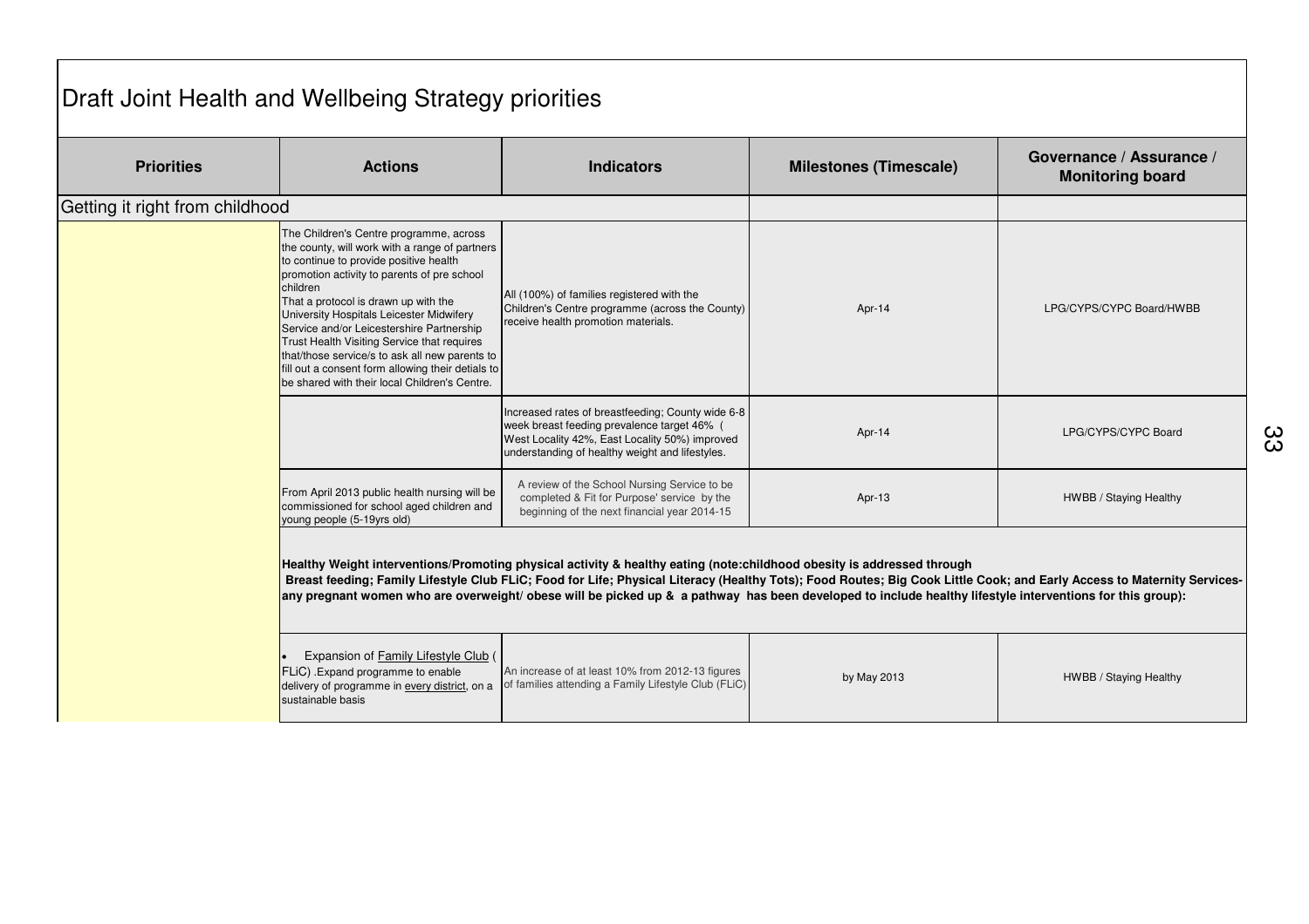# Draft Joint Health and Wellbeing Strategy priorities

| Priorities | Actions | Indicators | Milestones (Timescale) | Governance / Assurance / Monitoring board |
|---|---|---|---|---|
| Getting it right from childhood | | | | |
| | The Children's Centre programme, across the county, will work with a range of partners to continue to provide positive health promotion activity to parents of pre school children<br>That a protocol is drawn up with the University Hospitals Leicester Midwifery Service and/or Leicestershire Partnership Trust Health Visiting Service that requires that/those service/s to ask all new parents to fill out a consent form allowing their detials to be shared with their local Children's Centre. | All (100%) of families registered with the Children's Centre programme (across the County) receive health promotion materials. | Apr-14 | LPG/CYPS/CYPC Board/HWBB |
| | | Increased rates of breastfeeding; County wide 6-8 week breast feeding prevalence target 46% ( West Locality 42%, East Locality 50%) improved understanding of healthy weight and lifestyles. | Apr-14 | LPG/CYPS/CYPC Board |
| | From April 2013 public health nursing will be commissioned for school aged children and young people (5-19yrs old) | A review of the School Nursing Service to be completed & Fit for Purpose' service by the beginning of the next financial year 2014-15 | Apr-13 | HWBB / Staying Healthy |
| | **Healthy Weight interventions/Promoting physical activity & healthy eating (note:childhood obesity is addressed through Breast feeding; Family Lifestyle Club FLiC; Food for Life; Physical Literacy (Healthy Tots); Food Routes; Big Cook Little Cook; and Early Access to Maternity Services- any pregnant women who are overweight/ obese will be picked up & a pathway has been developed to include healthy lifestyle interventions for this group):** | | | |
| | • Expansion of Family Lifestyle Club ( FLiC) .Expand programme to enable delivery of programme in every district, on a sustainable basis | An increase of at least 10% from 2012-13 figures of families attending a Family Lifestyle Club (FLiC) | by May 2013 | HWBB / Staying Healthy |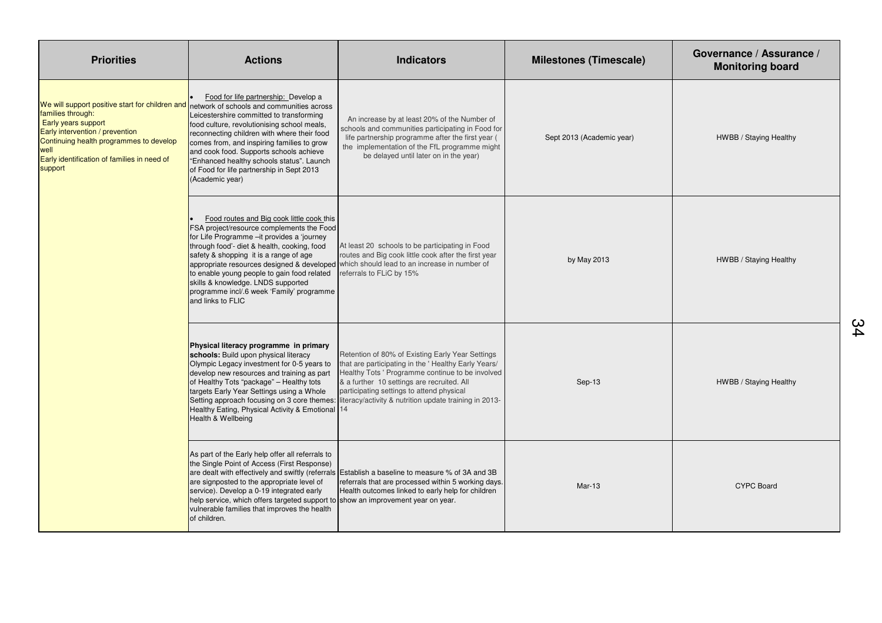| Priorities | Actions | Indicators | Milestones (Timescale) | Governance / Assurance / Monitoring board |
|---|---|---|---|---|
| We will support positive start for children and families through:<br>Early years support<br>Early intervention / prevention<br>Continuing health programmes to develop well<br>Early identification of families in need of support | • Food for life partnership: Develop a network of schools and communities across Leicestershire committed to transforming food culture, revolutionising school meals, reconnecting children with where their food comes from, and inspiring families to grow and cook food. Supports schools achieve "Enhanced healthy schools status". Launch of Food for life partnership in Sept 2013 (Academic year) | An increase by at least 20% of the Number of schools and communities participating in Food for life partnership programme after the first year ( the implementation of the FfL programme might be delayed until later on in the year) | Sept 2013 (Academic year) | HWBB / Staying Healthy |
| | • Food routes and Big cook little cook this FSA project/resource complements the Food for Life Programme –it provides a 'journey through food'- diet & health, cooking, food safety & shopping it is a range of age appropriate resources designed & developed to enable young people to gain food related skills & knowledge. LNDS supported programme incl/.6 week 'Family' programme and links to FLIC | At least 20 schools to be participating in Food routes and Big cook little cook after the first year which should lead to an increase in number of referrals to FLiC by 15% | by May 2013 | HWBB / Staying Healthy |
| | **Physical literacy programme in primary schools:** Build upon physical literacy Olympic Legacy investment for 0-5 years to develop new resources and training as part of Healthy Tots "package" – Healthy tots targets Early Year Settings using a Whole Setting approach focusing on 3 core themes: Healthy Eating, Physical Activity & Emotional Health & Wellbeing | Retention of 80% of Existing Early Year Settings that are participating in the ' Healthy Early Years/ Healthy Tots ' Programme continue to be involved & a further 10 settings are recruited. All participating settings to attend physical literacy/activity & nutrition update training in 2013-14 | Sep-13 | HWBB / Staying Healthy |
| | As part of the Early help offer all referrals to the Single Point of Access (First Response) are dealt with effectively and swiftly (referrals are signposted to the appropriate level of service). Develop a 0-19 integrated early help service, which offers targeted support to vulnerable families that improves the health of children. | Establish a baseline to measure % of 3A and 3B referrals that are processed within 5 working days. Health outcomes linked to early help for children show an improvement year on year. | Mar-13 | CYPC Board |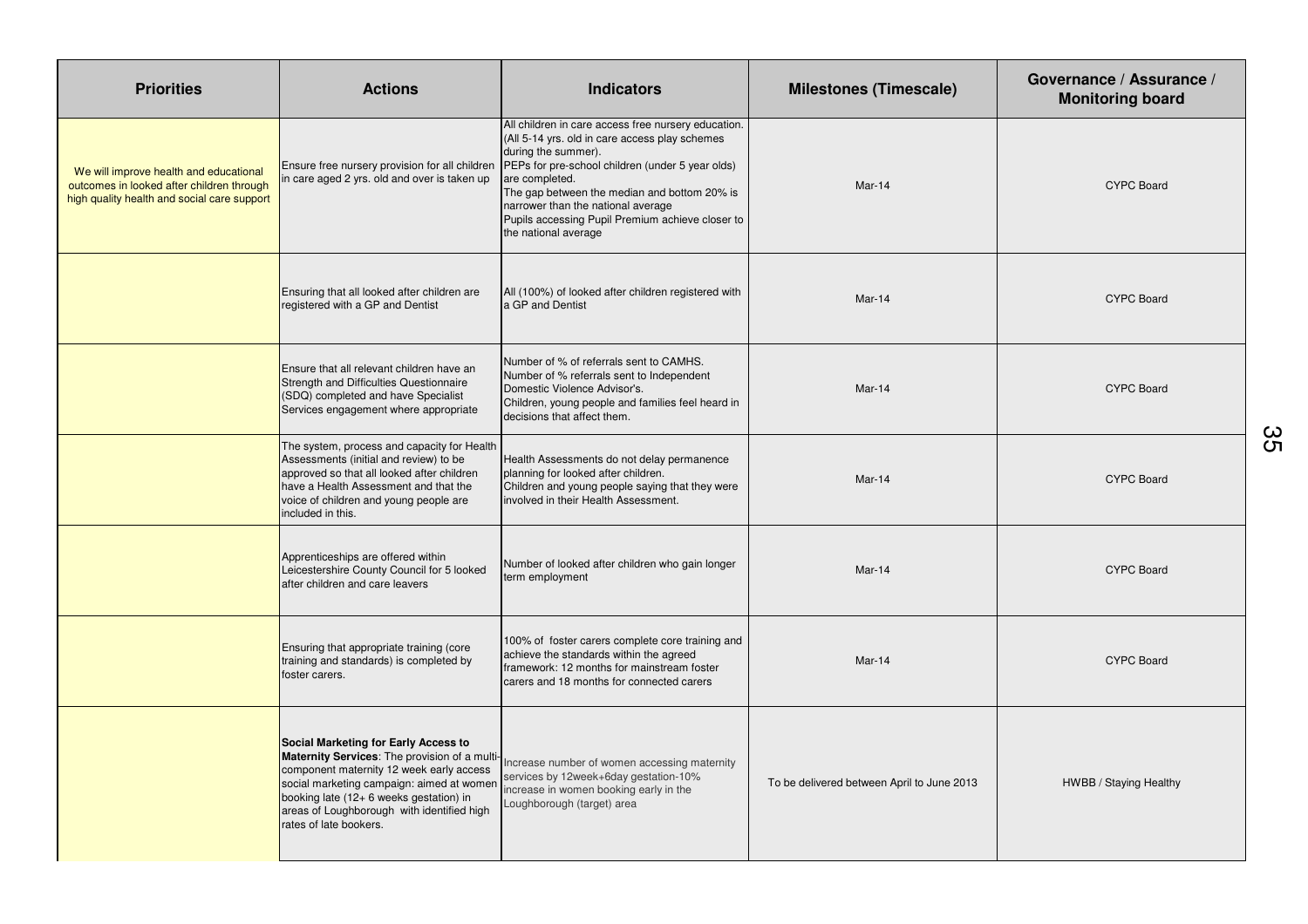| Priorities | Actions | Indicators | Milestones (Timescale) | Governance / Assurance / Monitoring board |
|---|---|---|---|---|
| We will improve health and educational outcomes in looked after children through high quality health and social care support | Ensure free nursery provision for all children in care aged 2 yrs. old and over is taken up | All children in care access free nursery education. (All 5-14 yrs. old in care access play schemes during the summer).<br>PEPs for pre-school children (under 5 year olds) are completed.<br>The gap between the median and bottom 20% is narrower than the national average<br>Pupils accessing Pupil Premium achieve closer to the national average | Mar-14 | CYPC Board |
| | Ensuring that all looked after children are registered with a GP and Dentist | All (100%) of looked after children registered with a GP and Dentist | Mar-14 | CYPC Board |
| | Ensure that all relevant children have an Strength and Difficulties Questionnaire (SDQ) completed and have Specialist Services engagement where appropriate | Number of % of referrals sent to CAMHS.<br>Number of % referrals sent to Independent Domestic Violence Advisor's.<br>Children, young people and families feel heard in decisions that affect them. | Mar-14 | CYPC Board |
| | The system, process and capacity for Health Assessments (initial and review) to be approved so that all looked after children have a Health Assessment and that the voice of children and young people are included in this. | Health Assessments do not delay permanence planning for looked after children.<br>Children and young people saying that they were involved in their Health Assessment. | Mar-14 | CYPC Board |
| | Apprenticeships are offered within Leicestershire County Council for 5 looked after children and care leavers | Number of looked after children who gain longer term employment | Mar-14 | CYPC Board |
| | Ensuring that appropriate training (core training and standards) is completed by foster carers. | 100% of foster carers complete core training and achieve the standards within the agreed framework: 12 months for mainstream foster carers and 18 months for connected carers | Mar-14 | CYPC Board |
| | **Social Marketing for Early Access to Maternity Services**: The provision of a multi-component maternity 12 week early access social marketing campaign: aimed at women booking late (12+ 6 weeks gestation) in areas of Loughborough with identified high rates of late bookers. | Increase number of women accessing maternity services by 12week+6day gestation-10% increase in women booking early in the Loughborough (target) area | To be delivered between April to June 2013 | HWBB / Staying Healthy |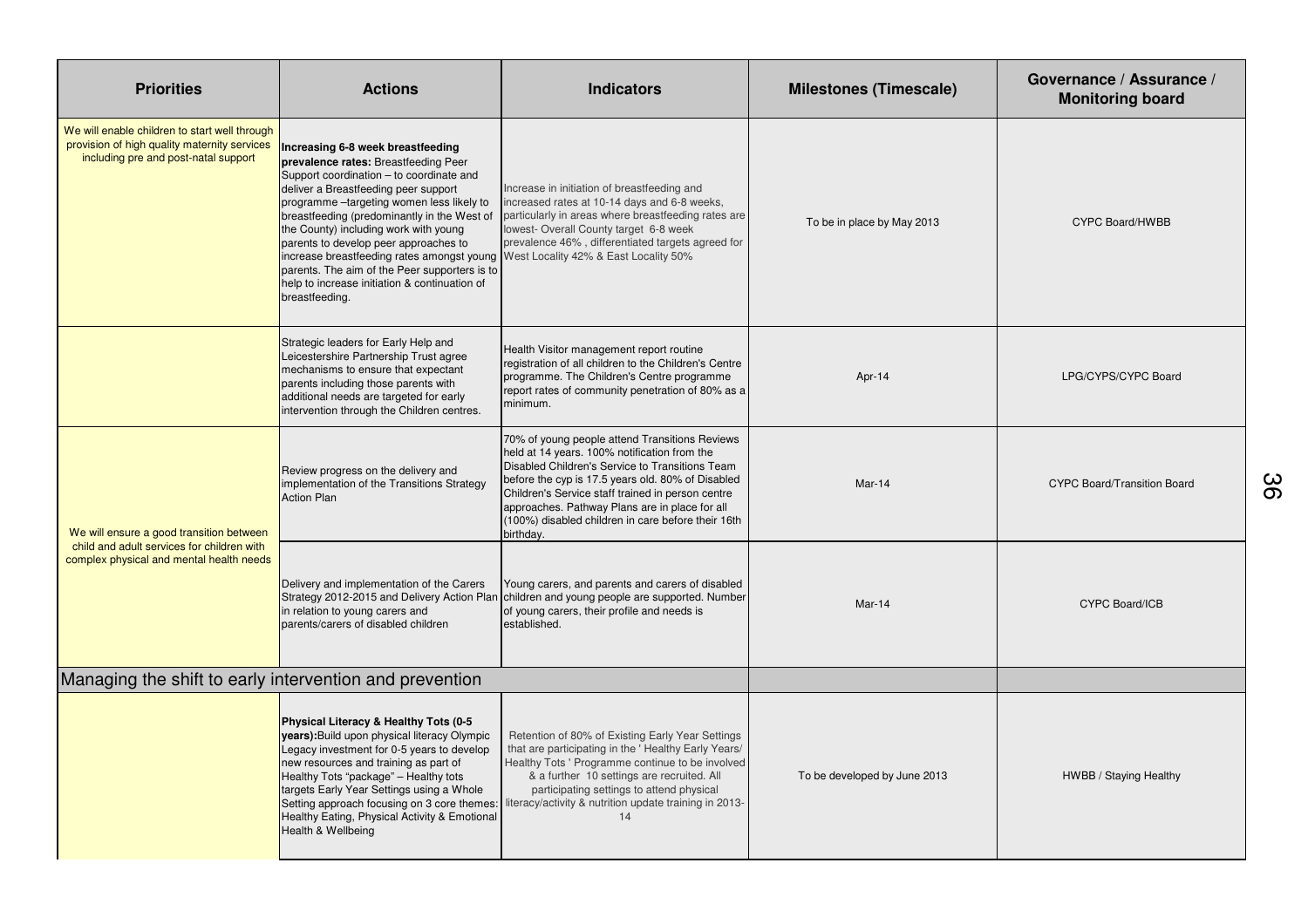| Priorities | Actions | Indicators | Milestones (Timescale) | Governance / Assurance / Monitoring board |
|---|---|---|---|---|
| We will enable children to start well through provision of high quality maternity services including pre and post-natal support | **Increasing 6-8 week breastfeeding prevalence rates:** Breastfeeding Peer Support coordination – to coordinate and deliver a Breastfeeding peer support programme –targeting women less likely to breastfeeding (predominantly in the West of the County) including work with young parents to develop peer approaches to increase breastfeeding rates amongst young parents. The aim of the Peer supporters is to help to increase initiation & continuation of breastfeeding. | Increase in initiation of breastfeeding and increased rates at 10-14 days and 6-8 weeks, particularly in areas where breastfeeding rates are lowest- Overall County target 6-8 week prevalence 46% , differentiated targets agreed for West Locality 42% & East Locality 50% | To be in place by May 2013 | CYPC Board/HWBB |
| | Strategic leaders for Early Help and Leicestershire Partnership Trust agree mechanisms to ensure that expectant parents including those parents with additional needs are targeted for early intervention through the Children centres. | Health Visitor management report routine registration of all children to the Children's Centre programme. The Children's Centre programme report rates of community penetration of 80% as a minimum. | Apr-14 | LPG/CYPS/CYPC Board |
| We will ensure a good transition between child and adult services for children with complex physical and mental health needs | Review progress on the delivery and implementation of the Transitions Strategy Action Plan | 70% of young people attend Transitions Reviews held at 14 years. 100% notification from the Disabled Children's Service to Transitions Team before the cyp is 17.5 years old. 80% of Disabled Children's Service staff trained in person centre approaches. Pathway Plans are in place for all (100%) disabled children in care before their 16th birthday. | Mar-14 | CYPC Board/Transition Board |
| | Delivery and implementation of the Carers Strategy 2012-2015 and Delivery Action Plan in relation to young carers and parents/carers of disabled children | Young carers, and parents and carers of disabled children and young people are supported. Number of young carers, their profile and needs is established. | Mar-14 | CYPC Board/ICB |
| **Managing the shift to early intervention and prevention** | | | | |
| | **Physical Literacy & Healthy Tots (0-5 years):** Build upon physical literacy Olympic Legacy investment for 0-5 years to develop new resources and training as part of Healthy Tots "package" – Healthy tots targets Early Year Settings using a Whole Setting approach focusing on 3 core themes: Healthy Eating, Physical Activity & Emotional Health & Wellbeing | Retention of 80% of Existing Early Year Settings that are participating in the ' Healthy Early Years/ Healthy Tots ' Programme continue to be involved & a further 10 settings are recruited. All participating settings to attend physical literacy/activity & nutrition update training in 2013-14 | To be developed by June 2013 | HWBB / Staying Healthy |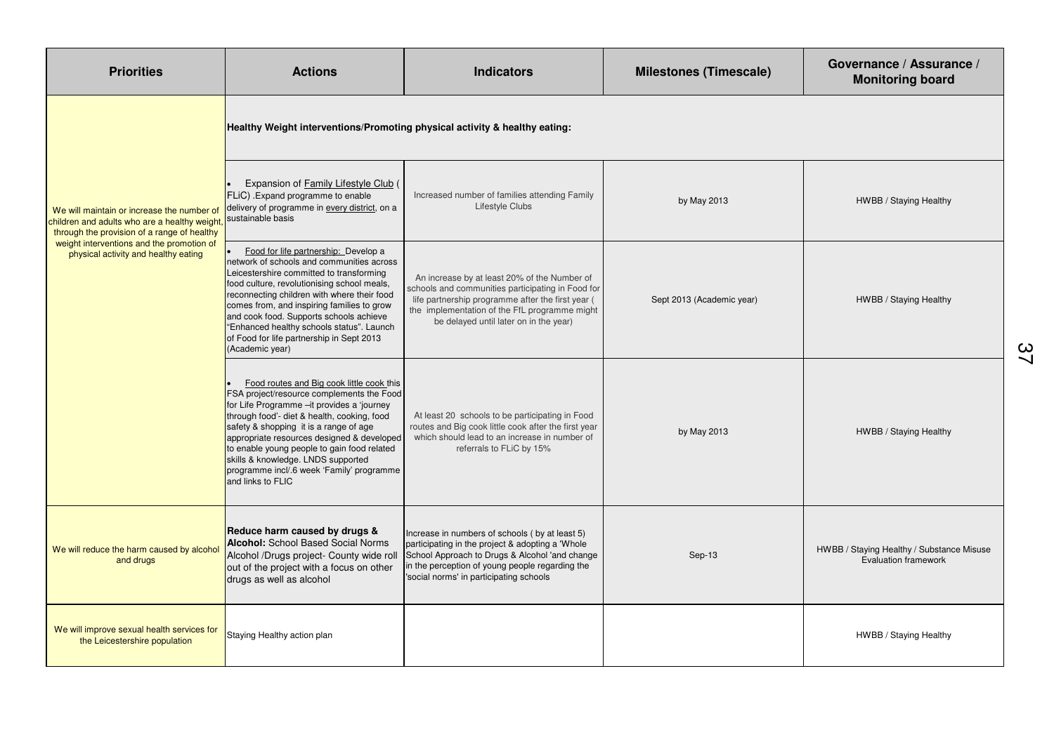| Priorities | Actions | Indicators | Milestones (Timescale) | Governance / Assurance / Monitoring board |
|---|---|---|---|---|
| We will maintain or increase the number of children and adults who are a healthy weight, through the provision of a range of healthy weight interventions and the promotion of physical activity and healthy eating | **Healthy Weight interventions/Promoting physical activity & healthy eating:** | | | |
| | • Expansion of Family Lifestyle Club ( FLiC) .Expand programme to enable delivery of programme in every district, on a sustainable basis | Increased number of families attending Family Lifestyle Clubs | by May 2013 | HWBB / Staying Healthy |
| | • Food for life partnership: Develop a network of schools and communities across Leicestershire committed to transforming food culture, revolutionising school meals, reconnecting children with where their food comes from, and inspiring families to grow and cook food. Supports schools achieve "Enhanced healthy schools status". Launch of Food for life partnership in Sept 2013 (Academic year) | An increase by at least 20% of the Number of schools and communities participating in Food for life partnership programme after the first year ( the implementation of the FfL programme might be delayed until later on in the year) | Sept 2013 (Academic year) | HWBB / Staying Healthy |
| | • Food routes and Big cook little cook this FSA project/resource complements the Food for Life Programme –it provides a 'journey through food'- diet & health, cooking, food safety & shopping it is a range of age appropriate resources designed & developed to enable young people to gain food related skills & knowledge. LNDS supported programme incl/.6 week 'Family' programme and links to FLIC | At least 20 schools to be participating in Food routes and Big cook little cook after the first year which should lead to an increase in number of referrals to FLiC by 15% | by May 2013 | HWBB / Staying Healthy |
| We will reduce the harm caused by alcohol and drugs | **Reduce harm caused by drugs & Alcohol:** School Based Social Norms Alcohol /Drugs project- County wide roll out of the project with a focus on other drugs as well as alcohol | Increase in numbers of schools ( by at least 5) participating in the project & adopting a 'Whole School Approach to Drugs & Alcohol 'and change in the perception of young people regarding the 'social norms' in participating schools | Sep-13 | HWBB / Staying Healthy / Substance Misuse Evaluation framework |
| We will improve sexual health services for the Leicestershire population | Staying Healthy action plan | | | HWBB / Staying Healthy |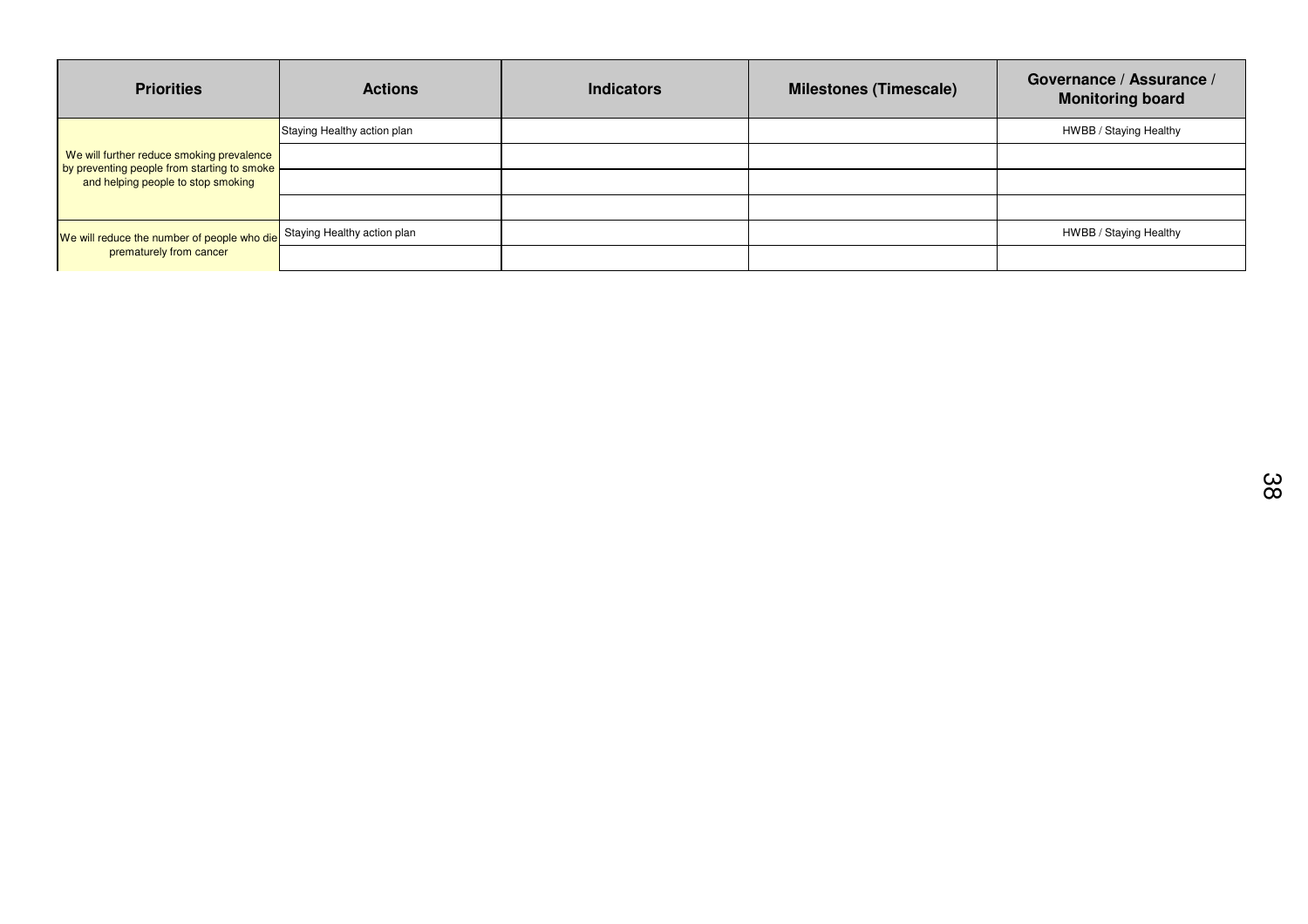| Priorities | Actions | Indicators | Milestones (Timescale) | Governance / Assurance / Monitoring board |
|---|---|---|---|---|
| We will further reduce smoking prevalence by preventing people from starting to smoke and helping people to stop smoking | Staying Healthy action plan | | | HWBB / Staying Healthy |
| | | | | |
| | | | | |
| | | | | |
| We will reduce the number of people who die prematurely from cancer | Staying Healthy action plan | | | HWBB / Staying Healthy |
| | | | | |